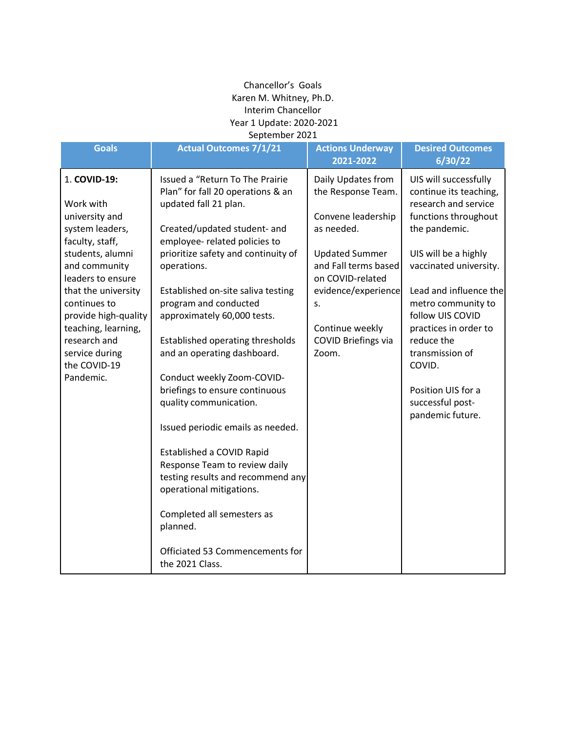Chancellor's Goals
Karen M. Whitney, Ph.D.
Interim Chancellor
Year 1 Update: 2020-2021
September 2021

| Goals | Actual Outcomes 7/1/21 | Actions Underway 2021-2022 | Desired Outcomes 6/30/22 |
|---|---|---|---|
| 1. **COVID-19:**<br><br>Work with university and system leaders, faculty, staff, students, alumni and community leaders to ensure that the university continues to provide high-quality teaching, learning, research and service during the COVID-19 Pandemic. | Issued a "Return To The Prairie Plan" for fall 20 operations & an updated fall 21 plan.<br><br>Created/updated student- and employee- related policies to prioritize safety and continuity of operations.<br><br>Established on-site saliva testing program and conducted approximately 60,000 tests.<br><br>Established operating thresholds and an operating dashboard.<br><br>Conduct weekly Zoom-COVID-briefings to ensure continuous quality communication.<br><br>Issued periodic emails as needed.<br><br>Established a COVID Rapid Response Team to review daily testing results and recommend any operational mitigations.<br><br>Completed all semesters as planned.<br><br>Officiated 53 Commencements for the 2021 Class. | Daily Updates from the Response Team.<br><br>Convene leadership as needed.<br><br>Updated Summer and Fall terms based on COVID-related evidence/experiences.<br><br>Continue weekly COVID Briefings via Zoom. | UIS will successfully continue its teaching, research and service functions throughout the pandemic.<br><br>UIS will be a highly vaccinated university.<br><br>Lead and influence the metro community to follow UIS COVID practices in order to reduce the transmission of COVID.<br><br>Position UIS for a successful post-pandemic future. |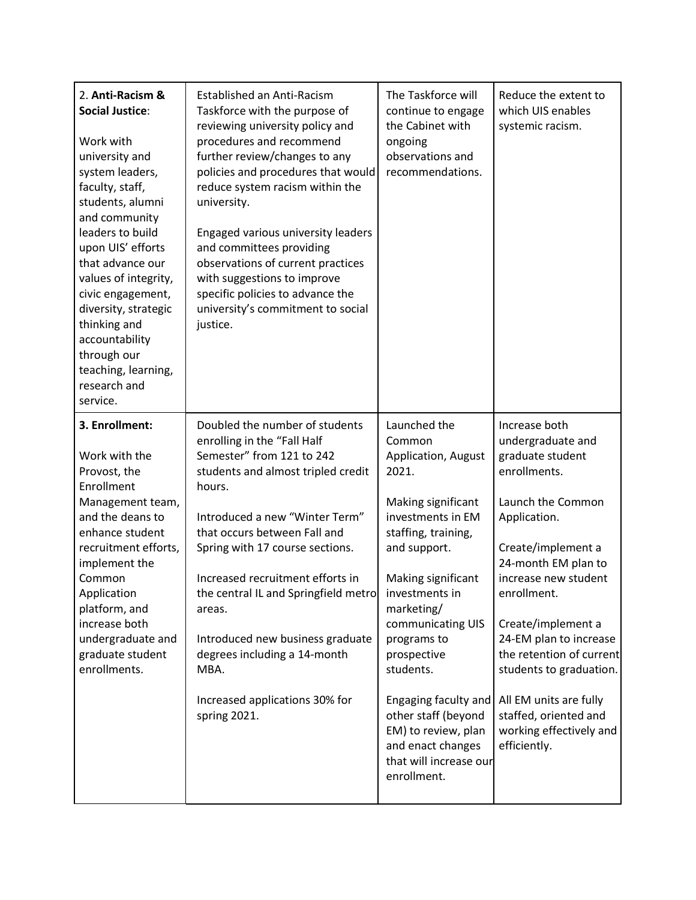| | | | |
|---|---|---|---|
| 2. **Anti-Racism & Social Justice**:<br><br>Work with university and system leaders, faculty, staff, students, alumni and community leaders to build upon UIS' efforts that advance our values of integrity, civic engagement, diversity, strategic thinking and accountability through our teaching, learning, research and service. | Established an Anti-Racism Taskforce with the purpose of reviewing university policy and procedures and recommend further review/changes to any policies and procedures that would reduce system racism within the university.<br><br>Engaged various university leaders and committees providing observations of current practices with suggestions to improve specific policies to advance the university's commitment to social justice. | The Taskforce will continue to engage the Cabinet with ongoing observations and recommendations. | Reduce the extent to which UIS enables systemic racism. |
| **3. Enrollment:**<br><br>Work with the Provost, the Enrollment Management team, and the deans to enhance student recruitment efforts, implement the Common Application platform, and increase both undergraduate and graduate student enrollments. | Doubled the number of students enrolling in the "Fall Half Semester" from 121 to 242 students and almost tripled credit hours.<br><br>Introduced a new "Winter Term" that occurs between Fall and Spring with 17 course sections.<br><br>Increased recruitment efforts in the central IL and Springfield metro areas.<br><br>Introduced new business graduate degrees including a 14-month MBA.<br><br>Increased applications 30% for spring 2021. | Launched the Common Application, August 2021.<br><br>Making significant investments in EM staffing, training, and support.<br><br>Making significant investments in marketing/ communicating UIS programs to prospective students.<br><br>Engaging faculty and other staff (beyond EM) to review, plan and enact changes that will increase our enrollment. | Increase both undergraduate and graduate student enrollments.<br><br>Launch the Common Application.<br><br>Create/implement a 24-month EM plan to increase new student enrollment.<br><br>Create/implement a 24-EM plan to increase the retention of current students to graduation.<br><br>All EM units are fully staffed, oriented and working effectively and efficiently. |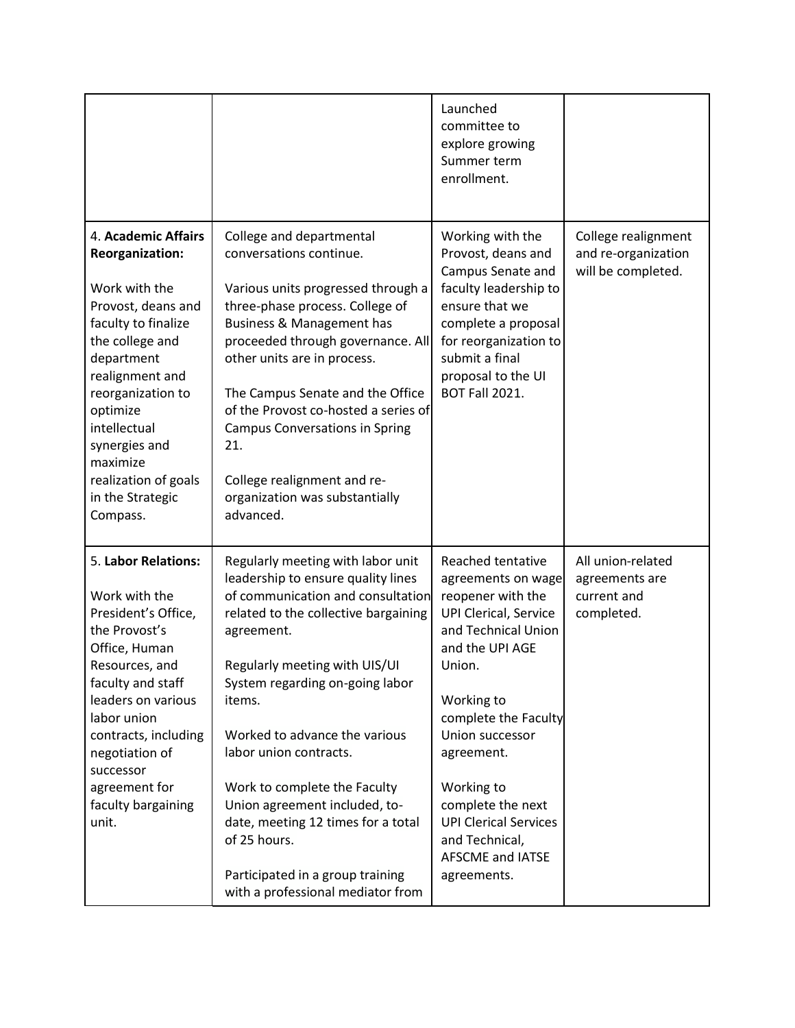| | | | |
|---|---|---|---|
| | | Launched committee to explore growing Summer term enrollment. | |
| 4. **Academic Affairs Reorganization:**<br><br>Work with the Provost, deans and faculty to finalize the college and department realignment and reorganization to optimize intellectual synergies and maximize realization of goals in the Strategic Compass. | College and departmental conversations continue.<br><br>Various units progressed through a three-phase process. College of Business & Management has proceeded through governance. All other units are in process.<br><br>The Campus Senate and the Office of the Provost co-hosted a series of Campus Conversations in Spring 21.<br><br>College realignment and re-organization was substantially advanced. | Working with the Provost, deans and Campus Senate and faculty leadership to ensure that we complete a proposal for reorganization to submit a final proposal to the UI BOT Fall 2021. | College realignment and re-organization will be completed. |
| 5. **Labor Relations:**<br><br>Work with the President's Office, the Provost's Office, Human Resources, and faculty and staff leaders on various labor union contracts, including negotiation of successor agreement for faculty bargaining unit. | Regularly meeting with labor unit leadership to ensure quality lines of communication and consultation related to the collective bargaining agreement.<br><br>Regularly meeting with UIS/UI System regarding on-going labor items.<br><br>Worked to advance the various labor union contracts.<br><br>Work to complete the Faculty Union agreement included, to-date, meeting 12 times for a total of 25 hours.<br><br>Participated in a group training with a professional mediator from | Reached tentative agreements on wage reopener with the UPI Clerical, Service and Technical Union and the UPI AGE Union.<br><br>Working to complete the Faculty Union successor agreement.<br><br>Working to complete the next UPI Clerical Services and Technical, AFSCME and IATSE agreements. | All union-related agreements are current and completed. |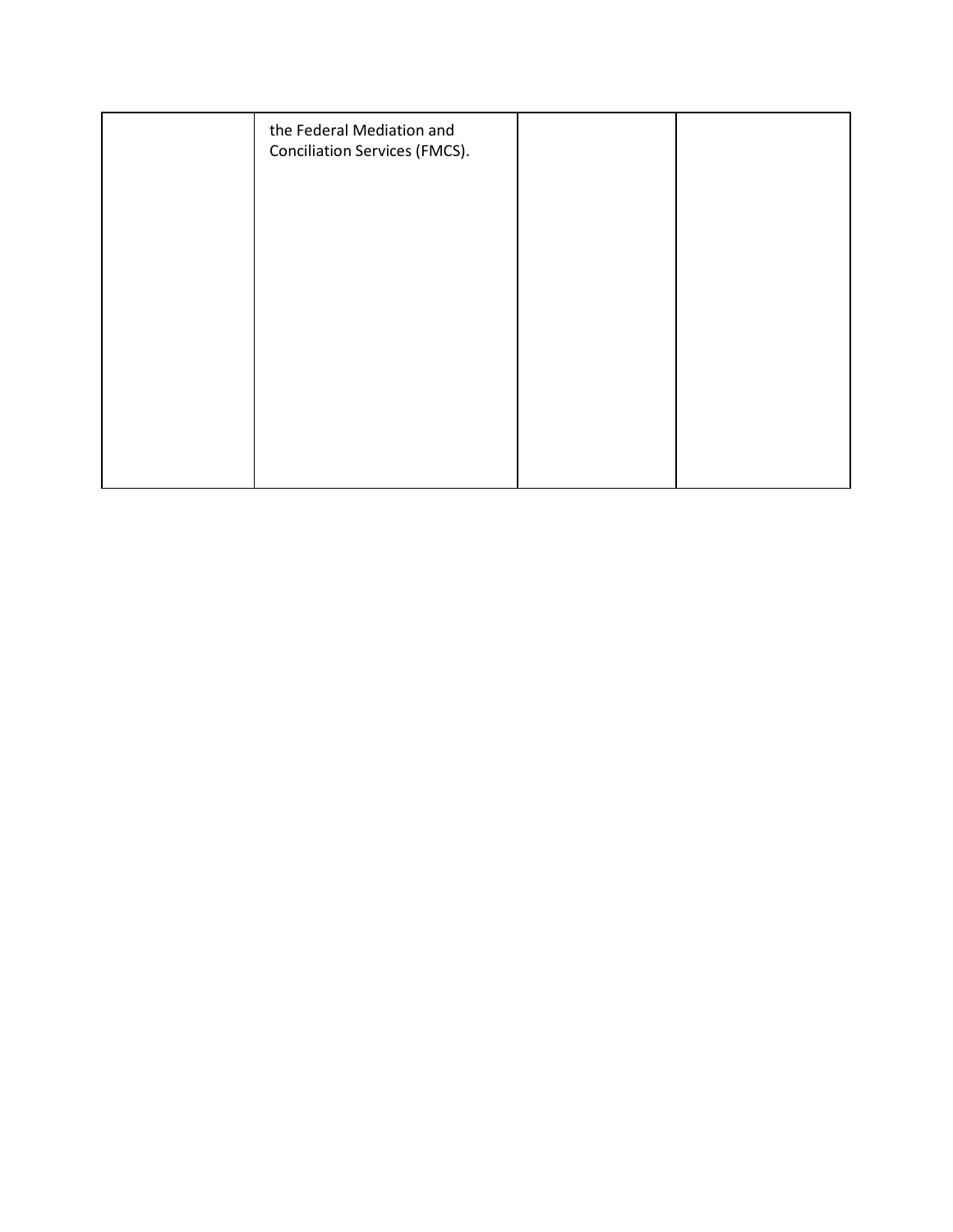| | | | |
|---|---|---|---|
| | the Federal Mediation and Conciliation Services (FMCS). | | |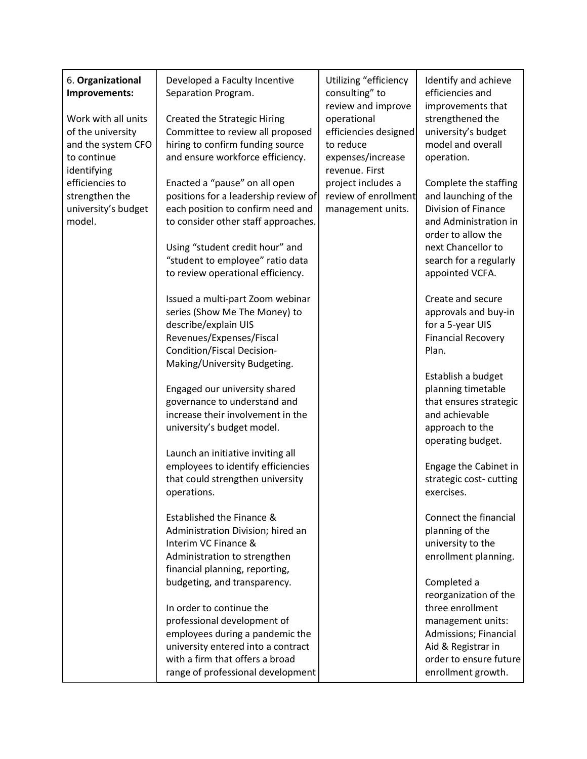| | | | |
|---|---|---|---|
| 6. **Organizational Improvements:**<br><br>Work with all units of the university and the system CFO to continue identifying efficiencies to strengthen the university's budget model. | Developed a Faculty Incentive Separation Program.<br><br>Created the Strategic Hiring Committee to review all proposed hiring to confirm funding source and ensure workforce efficiency.<br><br>Enacted a "pause" on all open positions for a leadership review of each position to confirm need and to consider other staff approaches.<br><br>Using "student credit hour" and "student to employee" ratio data to review operational efficiency.<br><br>Issued a multi-part Zoom webinar series (Show Me The Money) to describe/explain UIS Revenues/Expenses/Fiscal Condition/Fiscal Decision-Making/University Budgeting.<br><br>Engaged our university shared governance to understand and increase their involvement in the university's budget model.<br><br>Launch an initiative inviting all employees to identify efficiencies that could strengthen university operations.<br><br>Established the Finance & Administration Division; hired an Interim VC Finance & Administration to strengthen financial planning, reporting, budgeting, and transparency.<br><br>In order to continue the professional development of employees during a pandemic the university entered into a contract with a firm that offers a broad range of professional development | Utilizing "efficiency consulting" to review and improve operational efficiencies designed to reduce expenses/increase revenue. First project includes a review of enrollment management units. | Identify and achieve efficiencies and improvements that strengthened the university's budget model and overall operation.<br><br>Complete the staffing and launching of the Division of Finance and Administration in order to allow the next Chancellor to search for a regularly appointed VCFA.<br><br>Create and secure approvals and buy-in for a 5-year UIS Financial Recovery Plan.<br><br>Establish a budget planning timetable that ensures strategic and achievable approach to the operating budget.<br><br>Engage the Cabinet in strategic cost- cutting exercises.<br><br>Connect the financial planning of the university to the enrollment planning.<br><br>Completed a reorganization of the three enrollment management units: Admissions; Financial Aid & Registrar in order to ensure future enrollment growth. |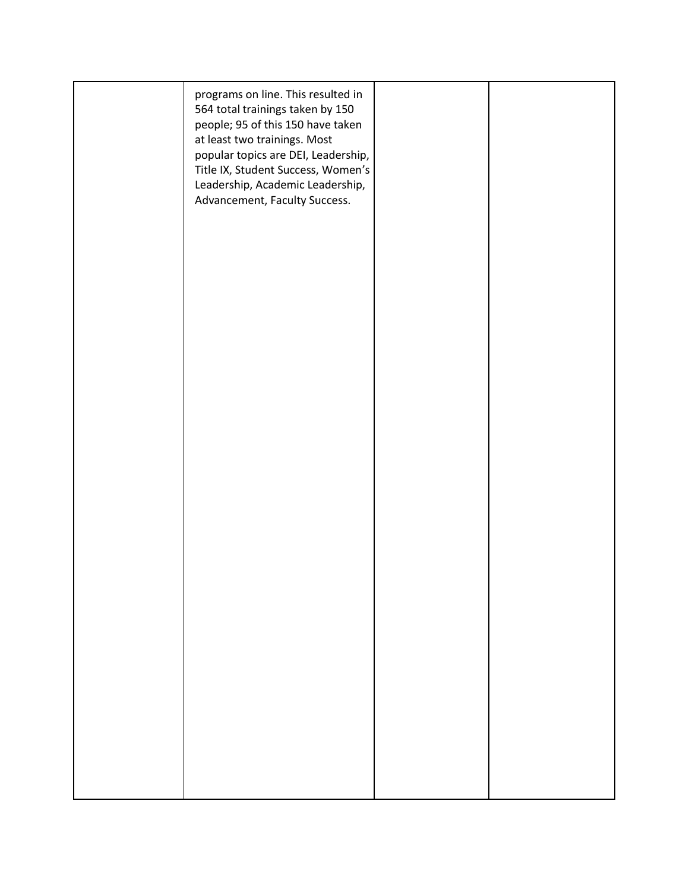| | | | |
|---|---|---|---|
| | programs on line. This resulted in 564 total trainings taken by 150 people; 95 of this 150 have taken at least two trainings. Most popular topics are DEI, Leadership, Title IX, Student Success, Women's Leadership, Academic Leadership, Advancement, Faculty Success. | | |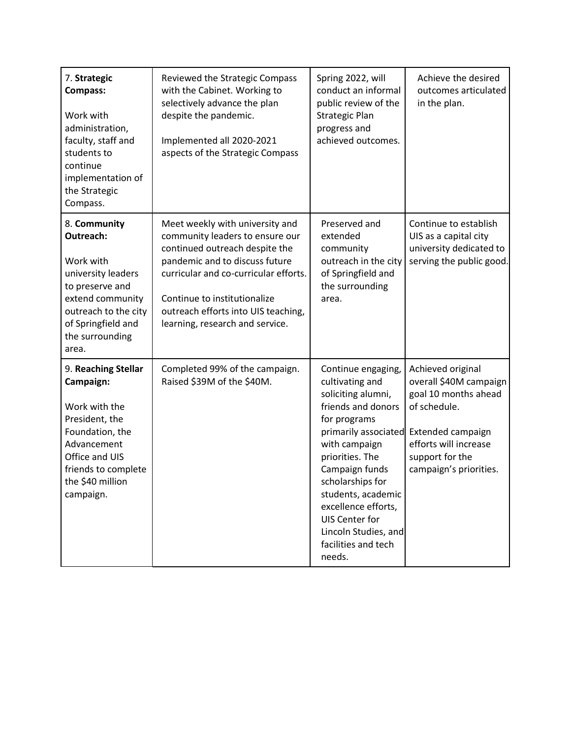| | | | |
|---|---|---|---|
| 7. **Strategic Compass:**<br><br>Work with administration, faculty, staff and students to continue implementation of the Strategic Compass. | Reviewed the Strategic Compass with the Cabinet. Working to selectively advance the plan despite the pandemic.<br><br>Implemented all 2020-2021 aspects of the Strategic Compass | Spring 2022, will conduct an informal public review of the Strategic Plan progress and achieved outcomes. | Achieve the desired outcomes articulated in the plan. |
| 8. **Community Outreach:**<br><br>Work with university leaders to preserve and extend community outreach to the city of Springfield and the surrounding area. | Meet weekly with university and community leaders to ensure our continued outreach despite the pandemic and to discuss future curricular and co-curricular efforts.<br><br>Continue to institutionalize outreach efforts into UIS teaching, learning, research and service. | Preserved and extended community outreach in the city of Springfield and the surrounding area. | Continue to establish UIS as a capital city university dedicated to serving the public good. |
| 9. **Reaching Stellar Campaign:**<br><br>Work with the President, the Foundation, the Advancement Office and UIS friends to complete the $40 million campaign. | Completed 99% of the campaign. Raised $39M of the $40M. | Continue engaging, cultivating and soliciting alumni, friends and donors for programs primarily associated with campaign priorities. The Campaign funds scholarships for students, academic excellence efforts, UIS Center for Lincoln Studies, and facilities and tech needs. | Achieved original overall $40M campaign goal 10 months ahead of schedule.<br><br>Extended campaign efforts will increase support for the campaign's priorities. |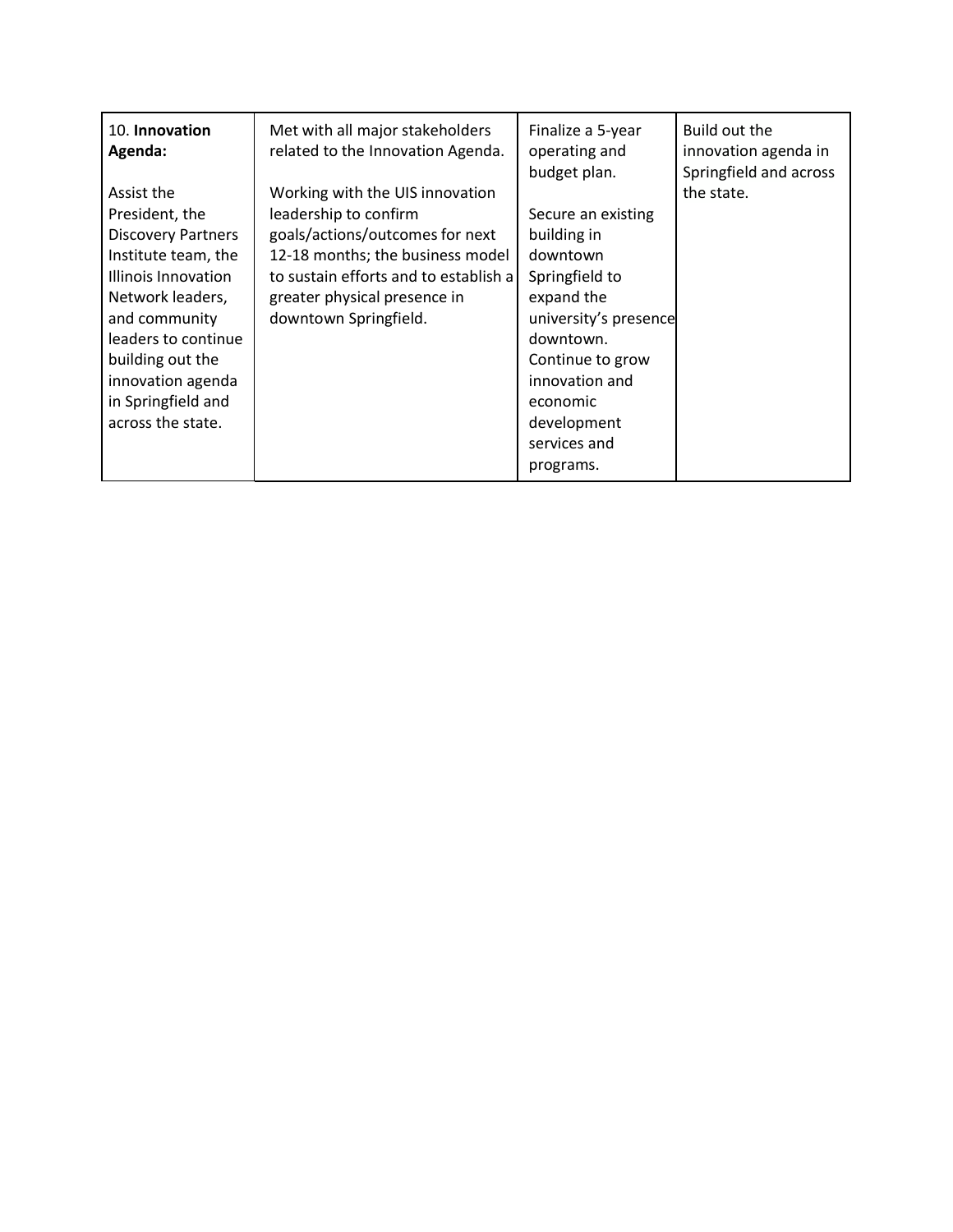| | | | |
|---|---|---|---|
| 10. **Innovation Agenda:**<br><br>Assist the President, the Discovery Partners Institute team, the Illinois Innovation Network leaders, and community leaders to continue building out the innovation agenda in Springfield and across the state. | Met with all major stakeholders related to the Innovation Agenda.<br><br>Working with the UIS innovation leadership to confirm goals/actions/outcomes for next 12-18 months; the business model to sustain efforts and to establish a greater physical presence in downtown Springfield. | Finalize a 5-year operating and budget plan.<br><br>Secure an existing building in downtown Springfield to expand the university's presence downtown.<br>Continue to grow innovation and economic development services and programs. | Build out the innovation agenda in Springfield and across the state. |